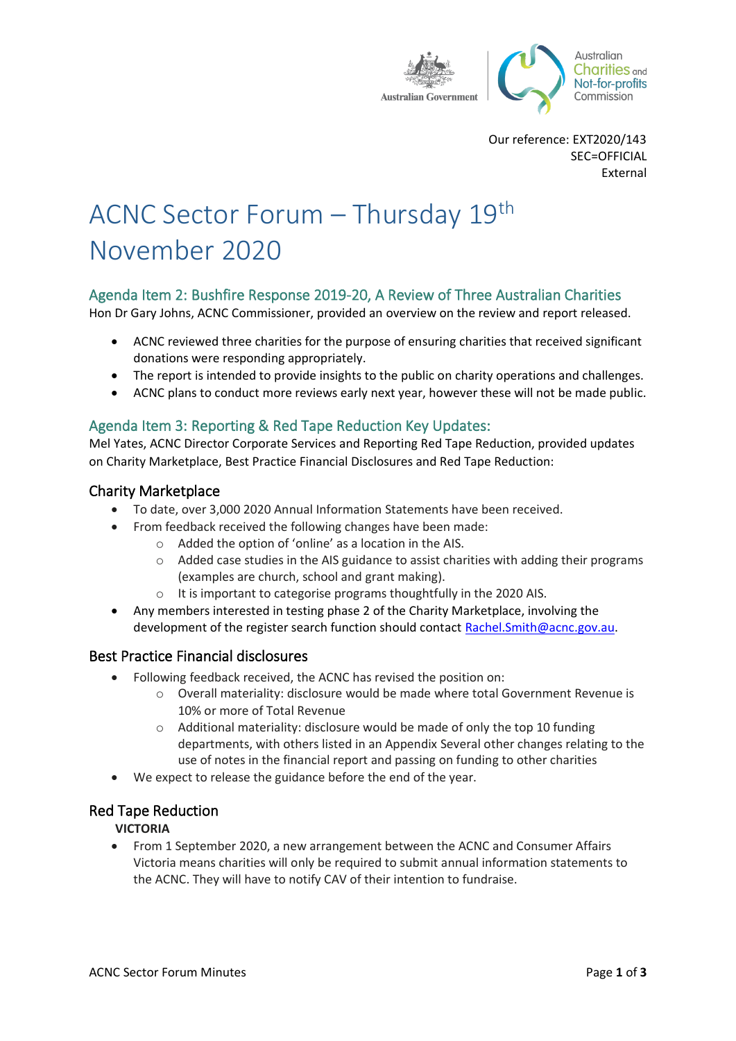Our reference: EXT2020/143
SEC=OFFICIAL
External

# ACNC Sector Forum – Thursday 19th November 2020

## Agenda Item 2: Bushfire Response 2019-20, A Review of Three Australian Charities

Hon Dr Gary Johns, ACNC Commissioner, provided an overview on the review and report released.

- ACNC reviewed three charities for the purpose of ensuring charities that received significant donations were responding appropriately.
- The report is intended to provide insights to the public on charity operations and challenges.
- ACNC plans to conduct more reviews early next year, however these will not be made public.

## Agenda Item 3: Reporting & Red Tape Reduction Key Updates:

Mel Yates, ACNC Director Corporate Services and Reporting Red Tape Reduction, provided updates on Charity Marketplace, Best Practice Financial Disclosures and Red Tape Reduction:

### Charity Marketplace

- To date, over 3,000 2020 Annual Information Statements have been received.
- From feedback received the following changes have been made:
    - Added the option of 'online' as a location in the AIS.
    - Added case studies in the AIS guidance to assist charities with adding their programs (examples are church, school and grant making).
    - It is important to categorise programs thoughtfully in the 2020 AIS.
- Any members interested in testing phase 2 of the Charity Marketplace, involving the development of the register search function should contact Rachel.Smith@acnc.gov.au.

### Best Practice Financial disclosures

- Following feedback received, the ACNC has revised the position on:
    - Overall materiality: disclosure would be made where total Government Revenue is 10% or more of Total Revenue
    - Additional materiality: disclosure would be made of only the top 10 funding departments, with others listed in an Appendix Several other changes relating to the use of notes in the financial report and passing on funding to other charities
- We expect to release the guidance before the end of the year.

### Red Tape Reduction

**VICTORIA**

- From 1 September 2020, a new arrangement between the ACNC and Consumer Affairs Victoria means charities will only be required to submit annual information statements to the ACNC. They will have to notify CAV of their intention to fundraise.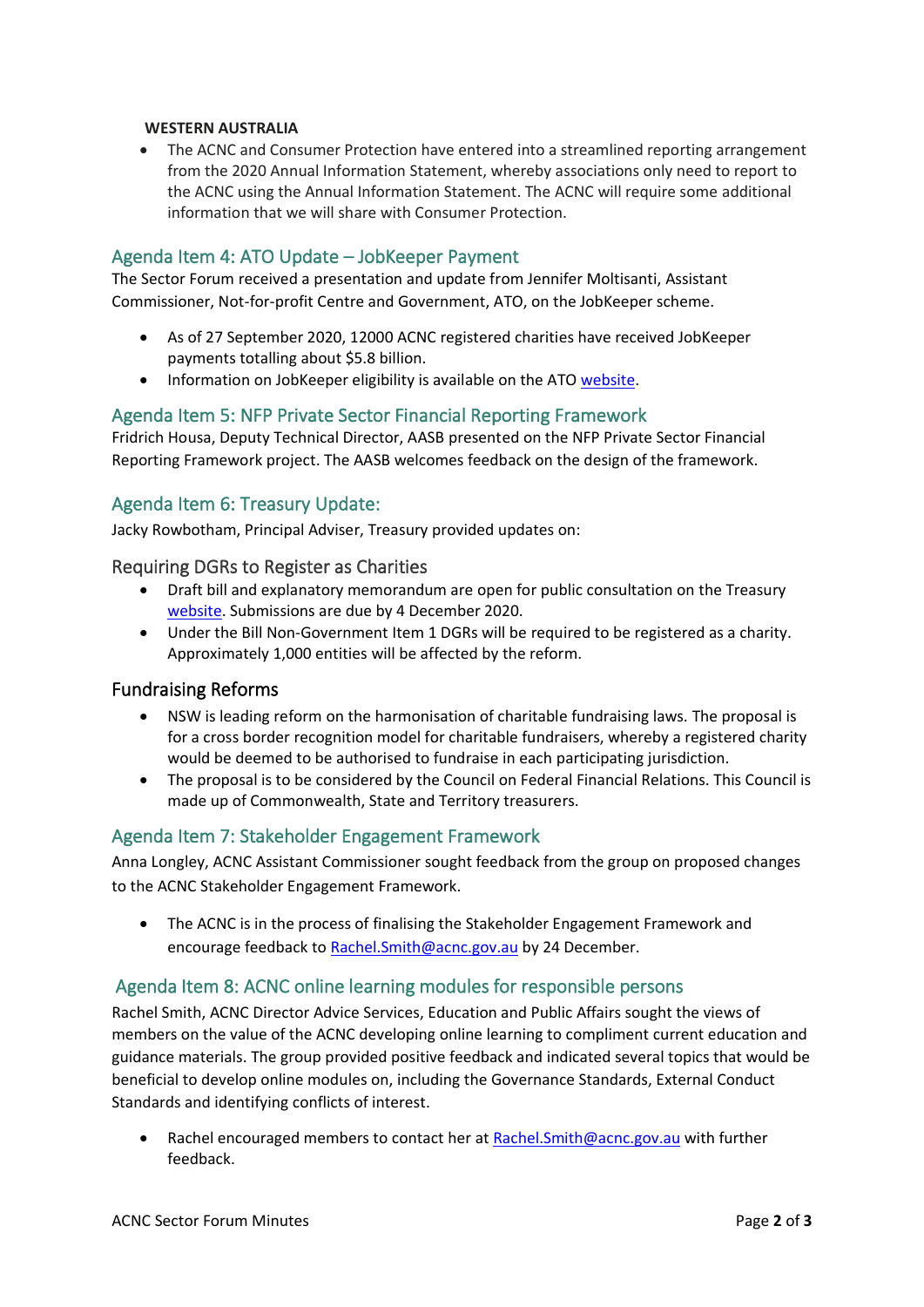**WESTERN AUSTRALIA**

- The ACNC and Consumer Protection have entered into a streamlined reporting arrangement from the 2020 Annual Information Statement, whereby associations only need to report to the ACNC using the Annual Information Statement. The ACNC will require some additional information that we will share with Consumer Protection.

## Agenda Item 4: ATO Update – JobKeeper Payment

The Sector Forum received a presentation and update from Jennifer Moltisanti, Assistant Commissioner, Not-for-profit Centre and Government, ATO, on the JobKeeper scheme.

- As of 27 September 2020, 12000 ACNC registered charities have received JobKeeper payments totalling about $5.8 billion.
- Information on JobKeeper eligibility is available on the ATO website.

## Agenda Item 5: NFP Private Sector Financial Reporting Framework

Fridrich Housa, Deputy Technical Director, AASB presented on the NFP Private Sector Financial Reporting Framework project. The AASB welcomes feedback on the design of the framework.

## Agenda Item 6: Treasury Update:

Jacky Rowbotham, Principal Adviser, Treasury provided updates on:

### Requiring DGRs to Register as Charities

- Draft bill and explanatory memorandum are open for public consultation on the Treasury website. Submissions are due by 4 December 2020.
- Under the Bill Non-Government Item 1 DGRs will be required to be registered as a charity. Approximately 1,000 entities will be affected by the reform.

### Fundraising Reforms

- NSW is leading reform on the harmonisation of charitable fundraising laws. The proposal is for a cross border recognition model for charitable fundraisers, whereby a registered charity would be deemed to be authorised to fundraise in each participating jurisdiction.
- The proposal is to be considered by the Council on Federal Financial Relations. This Council is made up of Commonwealth, State and Territory treasurers.

## Agenda Item 7: Stakeholder Engagement Framework

Anna Longley, ACNC Assistant Commissioner sought feedback from the group on proposed changes to the ACNC Stakeholder Engagement Framework.

- The ACNC is in the process of finalising the Stakeholder Engagement Framework and encourage feedback to Rachel.Smith@acnc.gov.au by 24 December.

## Agenda Item 8: ACNC online learning modules for responsible persons

Rachel Smith, ACNC Director Advice Services, Education and Public Affairs sought the views of members on the value of the ACNC developing online learning to compliment current education and guidance materials. The group provided positive feedback and indicated several topics that would be beneficial to develop online modules on, including the Governance Standards, External Conduct Standards and identifying conflicts of interest.

- Rachel encouraged members to contact her at Rachel.Smith@acnc.gov.au with further feedback.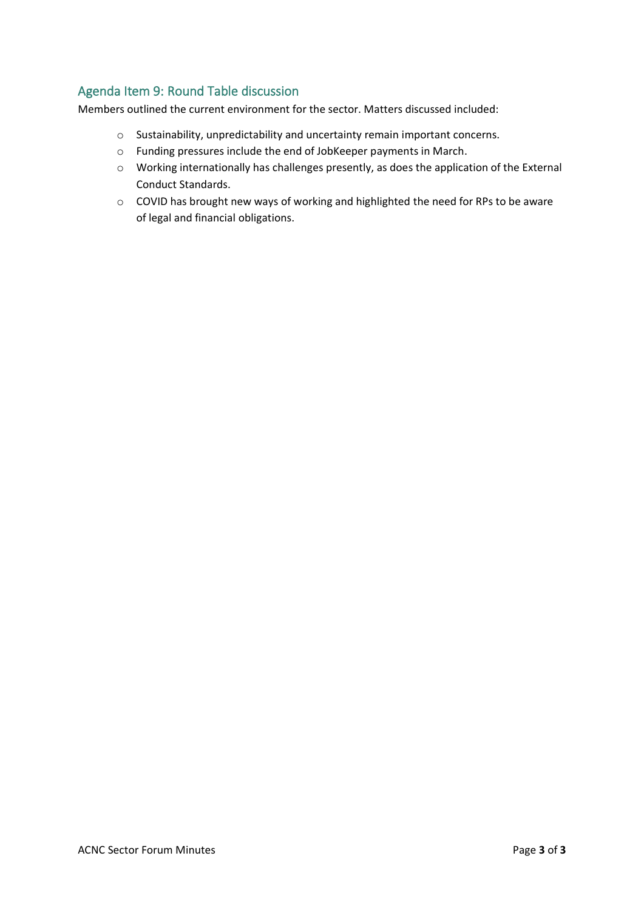## Agenda Item 9: Round Table discussion

Members outlined the current environment for the sector. Matters discussed included:

- Sustainability, unpredictability and uncertainty remain important concerns.
- Funding pressures include the end of JobKeeper payments in March.
- Working internationally has challenges presently, as does the application of the External Conduct Standards.
- COVID has brought new ways of working and highlighted the need for RPs to be aware of legal and financial obligations.